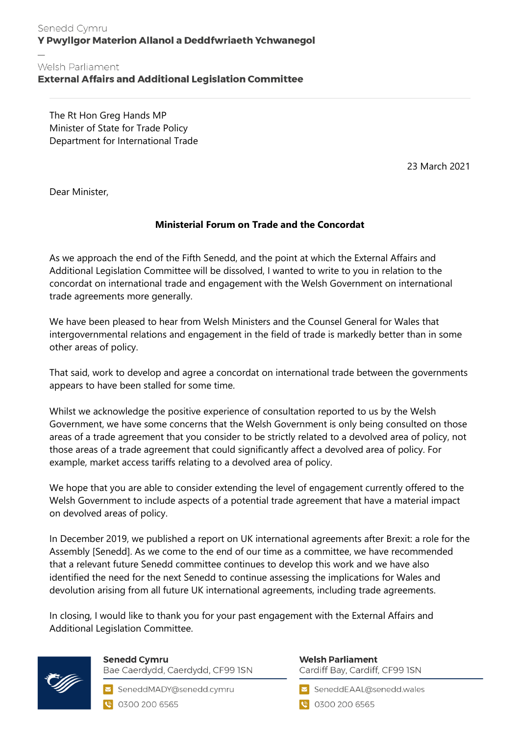Senedd Cymru
**Y Pwyllgor Materion Allanol a Deddfwriaeth Ychwanegol**

—

Welsh Parliament
**External Affairs and Additional Legislation Committee**

---

The Rt Hon Greg Hands MP
Minister of State for Trade Policy
Department for International Trade

23 March 2021

Dear Minister,

**Ministerial Forum on Trade and the Concordat**

As we approach the end of the Fifth Senedd, and the point at which the External Affairs and Additional Legislation Committee will be dissolved, I wanted to write to you in relation to the concordat on international trade and engagement with the Welsh Government on international trade agreements more generally.

We have been pleased to hear from Welsh Ministers and the Counsel General for Wales that intergovernmental relations and engagement in the field of trade is markedly better than in some other areas of policy.

That said, work to develop and agree a concordat on international trade between the governments appears to have been stalled for some time.

Whilst we acknowledge the positive experience of consultation reported to us by the Welsh Government, we have some concerns that the Welsh Government is only being consulted on those areas of a trade agreement that you consider to be strictly related to a devolved area of policy, not those areas of a trade agreement that could significantly affect a devolved area of policy. For example, market access tariffs relating to a devolved area of policy.

We hope that you are able to consider extending the level of engagement currently offered to the Welsh Government to include aspects of a potential trade agreement that have a material impact on devolved areas of policy.

In December 2019, we published a report on UK international agreements after Brexit: a role for the Assembly [Senedd]. As we come to the end of our time as a committee, we have recommended that a relevant future Senedd committee continues to develop this work and we have also identified the need for the next Senedd to continue assessing the implications for Wales and devolution arising from all future UK international agreements, including trade agreements.

In closing, I would like to thank you for your past engagement with the External Affairs and Additional Legislation Committee.

**Senedd Cymru**
Bae Caerdydd, Caerdydd, CF99 1SN
SeneddMADY@senedd.cymru
0300 200 6565

**Welsh Parliament**
Cardiff Bay, Cardiff, CF99 1SN
SeneddEAAL@senedd.wales
0300 200 6565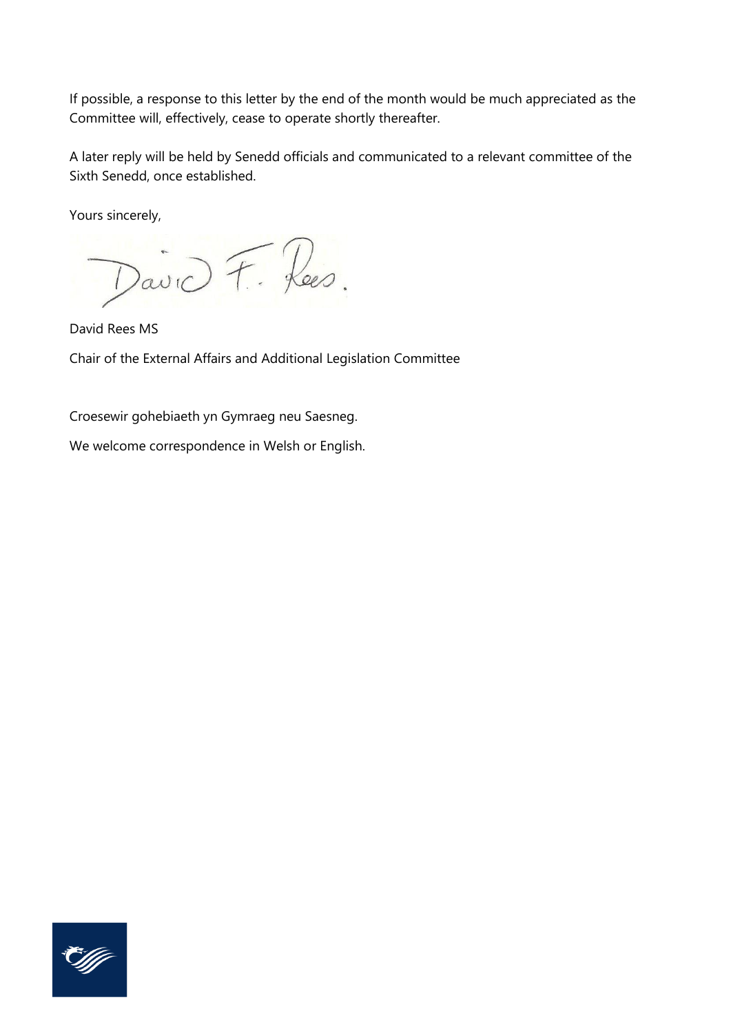If possible, a response to this letter by the end of the month would be much appreciated as the Committee will, effectively, cease to operate shortly thereafter.

A later reply will be held by Senedd officials and communicated to a relevant committee of the Sixth Senedd, once established.

Yours sincerely,

David Rees MS

Chair of the External Affairs and Additional Legislation Committee

Croesewir gohebiaeth yn Gymraeg neu Saesneg.

We welcome correspondence in Welsh or English.